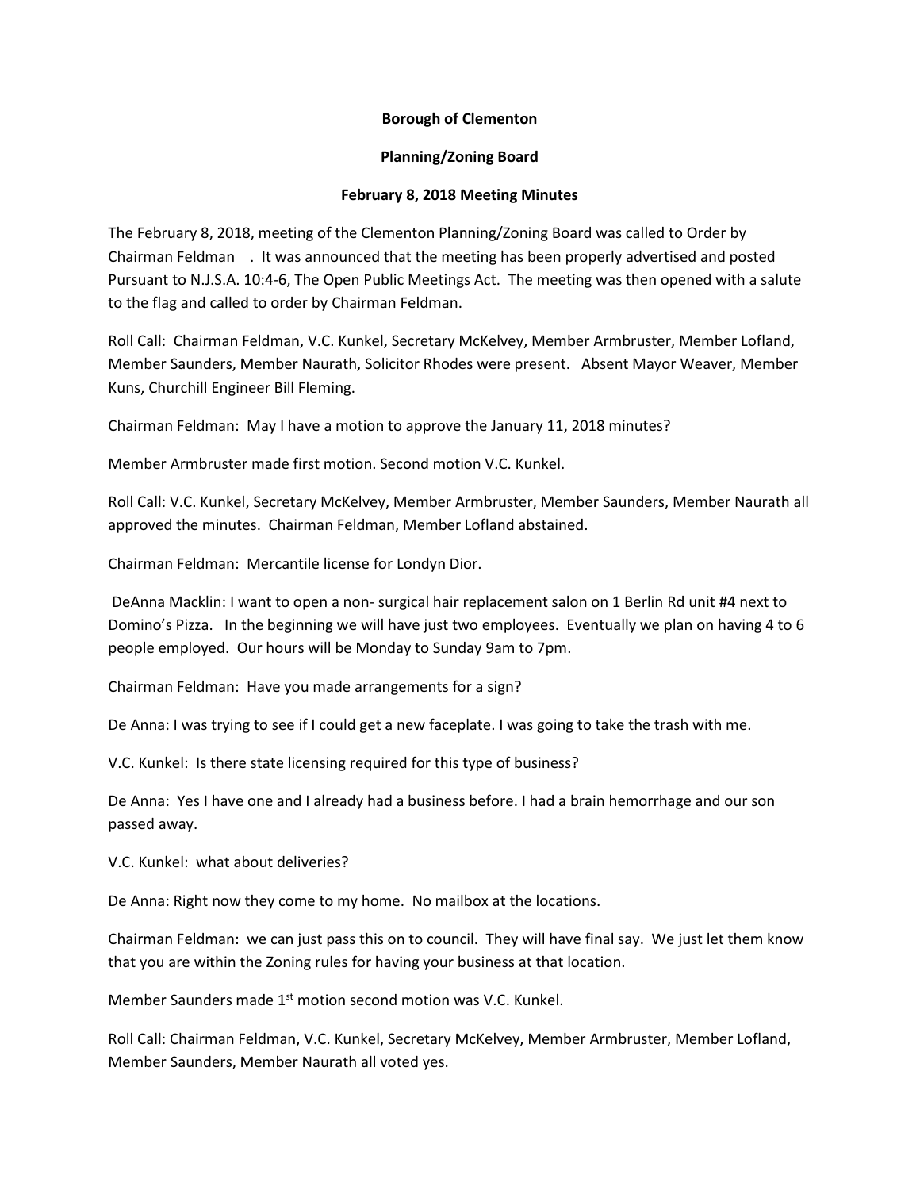**Borough of Clementon**

**Planning/Zoning Board**

**February 8, 2018 Meeting Minutes**

The February 8, 2018, meeting of the Clementon Planning/Zoning Board was called to Order by Chairman Feldman . It was announced that the meeting has been properly advertised and posted Pursuant to N.J.S.A. 10:4-6, The Open Public Meetings Act. The meeting was then opened with a salute to the flag and called to order by Chairman Feldman.

Roll Call: Chairman Feldman, V.C. Kunkel, Secretary McKelvey, Member Armbruster, Member Lofland, Member Saunders, Member Naurath, Solicitor Rhodes were present. Absent Mayor Weaver, Member Kuns, Churchill Engineer Bill Fleming.

Chairman Feldman: May I have a motion to approve the January 11, 2018 minutes?

Member Armbruster made first motion. Second motion V.C. Kunkel.

Roll Call: V.C. Kunkel, Secretary McKelvey, Member Armbruster, Member Saunders, Member Naurath all approved the minutes. Chairman Feldman, Member Lofland abstained.

Chairman Feldman: Mercantile license for Londyn Dior.

DeAnna Macklin: I want to open a non- surgical hair replacement salon on 1 Berlin Rd unit #4 next to Domino's Pizza. In the beginning we will have just two employees. Eventually we plan on having 4 to 6 people employed. Our hours will be Monday to Sunday 9am to 7pm.

Chairman Feldman: Have you made arrangements for a sign?

De Anna: I was trying to see if I could get a new faceplate. I was going to take the trash with me.

V.C. Kunkel: Is there state licensing required for this type of business?

De Anna: Yes I have one and I already had a business before. I had a brain hemorrhage and our son passed away.

V.C. Kunkel: what about deliveries?

De Anna: Right now they come to my home. No mailbox at the locations.

Chairman Feldman: we can just pass this on to council. They will have final say. We just let them know that you are within the Zoning rules for having your business at that location.

Member Saunders made 1st motion second motion was V.C. Kunkel.

Roll Call: Chairman Feldman, V.C. Kunkel, Secretary McKelvey, Member Armbruster, Member Lofland, Member Saunders, Member Naurath all voted yes.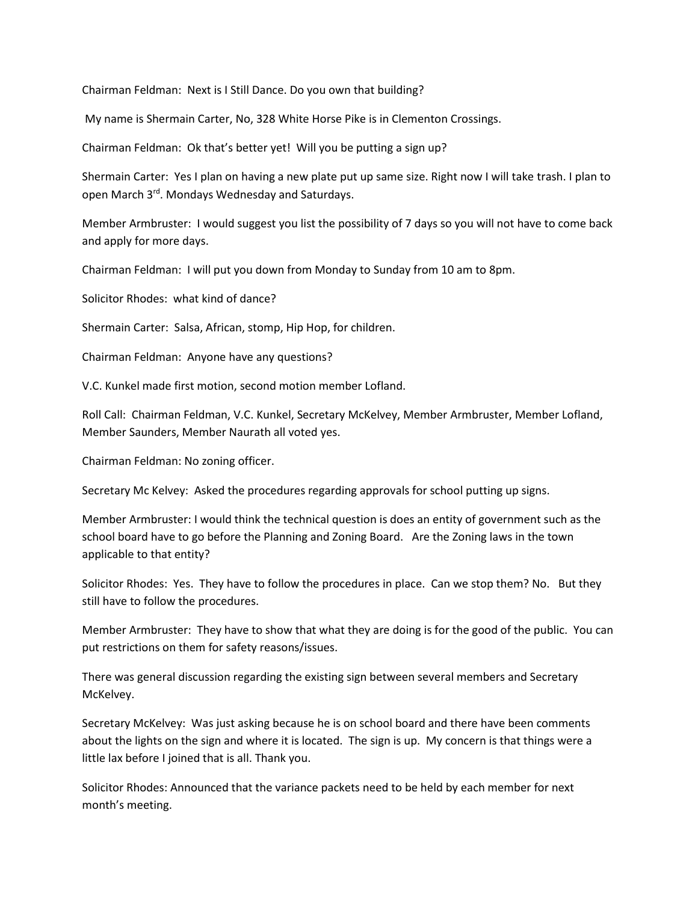Chairman Feldman: Next is I Still Dance. Do you own that building?

My name is Shermain Carter, No, 328 White Horse Pike is in Clementon Crossings.

Chairman Feldman: Ok that's better yet! Will you be putting a sign up?

Shermain Carter: Yes I plan on having a new plate put up same size. Right now I will take trash. I plan to open March 3rd. Mondays Wednesday and Saturdays.

Member Armbruster: I would suggest you list the possibility of 7 days so you will not have to come back and apply for more days.

Chairman Feldman: I will put you down from Monday to Sunday from 10 am to 8pm.

Solicitor Rhodes: what kind of dance?

Shermain Carter: Salsa, African, stomp, Hip Hop, for children.

Chairman Feldman: Anyone have any questions?

V.C. Kunkel made first motion, second motion member Lofland.

Roll Call: Chairman Feldman, V.C. Kunkel, Secretary McKelvey, Member Armbruster, Member Lofland, Member Saunders, Member Naurath all voted yes.

Chairman Feldman: No zoning officer.

Secretary Mc Kelvey: Asked the procedures regarding approvals for school putting up signs.

Member Armbruster: I would think the technical question is does an entity of government such as the school board have to go before the Planning and Zoning Board. Are the Zoning laws in the town applicable to that entity?

Solicitor Rhodes: Yes. They have to follow the procedures in place. Can we stop them? No. But they still have to follow the procedures.

Member Armbruster: They have to show that what they are doing is for the good of the public. You can put restrictions on them for safety reasons/issues.

There was general discussion regarding the existing sign between several members and Secretary McKelvey.

Secretary McKelvey: Was just asking because he is on school board and there have been comments about the lights on the sign and where it is located. The sign is up. My concern is that things were a little lax before I joined that is all. Thank you.

Solicitor Rhodes: Announced that the variance packets need to be held by each member for next month's meeting.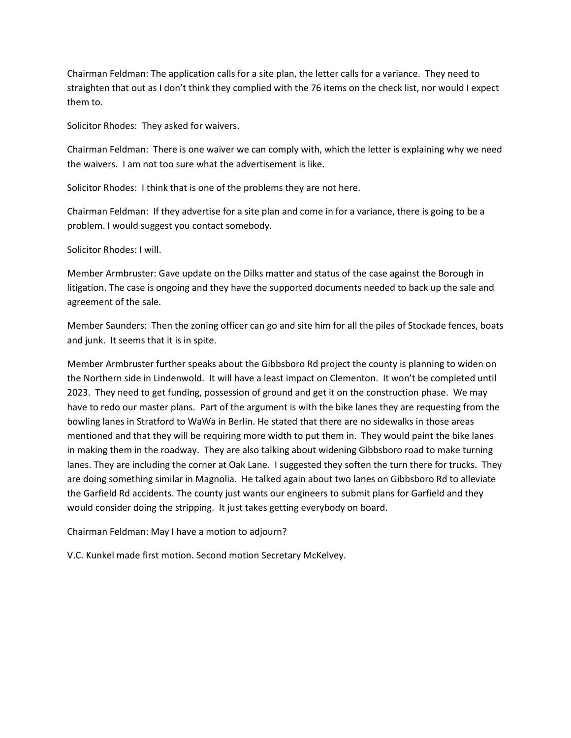Chairman Feldman: The application calls for a site plan, the letter calls for a variance. They need to straighten that out as I don't think they complied with the 76 items on the check list, nor would I expect them to.

Solicitor Rhodes: They asked for waivers.

Chairman Feldman: There is one waiver we can comply with, which the letter is explaining why we need the waivers. I am not too sure what the advertisement is like.

Solicitor Rhodes: I think that is one of the problems they are not here.

Chairman Feldman: If they advertise for a site plan and come in for a variance, there is going to be a problem. I would suggest you contact somebody.

Solicitor Rhodes: I will.

Member Armbruster: Gave update on the Dilks matter and status of the case against the Borough in litigation. The case is ongoing and they have the supported documents needed to back up the sale and agreement of the sale.

Member Saunders: Then the zoning officer can go and site him for all the piles of Stockade fences, boats and junk. It seems that it is in spite.

Member Armbruster further speaks about the Gibbsboro Rd project the county is planning to widen on the Northern side in Lindenwold. It will have a least impact on Clementon. It won't be completed until 2023. They need to get funding, possession of ground and get it on the construction phase. We may have to redo our master plans. Part of the argument is with the bike lanes they are requesting from the bowling lanes in Stratford to WaWa in Berlin. He stated that there are no sidewalks in those areas mentioned and that they will be requiring more width to put them in. They would paint the bike lanes in making them in the roadway. They are also talking about widening Gibbsboro road to make turning lanes. They are including the corner at Oak Lane. I suggested they soften the turn there for trucks. They are doing something similar in Magnolia. He talked again about two lanes on Gibbsboro Rd to alleviate the Garfield Rd accidents. The county just wants our engineers to submit plans for Garfield and they would consider doing the stripping. It just takes getting everybody on board.

Chairman Feldman: May I have a motion to adjourn?

V.C. Kunkel made first motion. Second motion Secretary McKelvey.